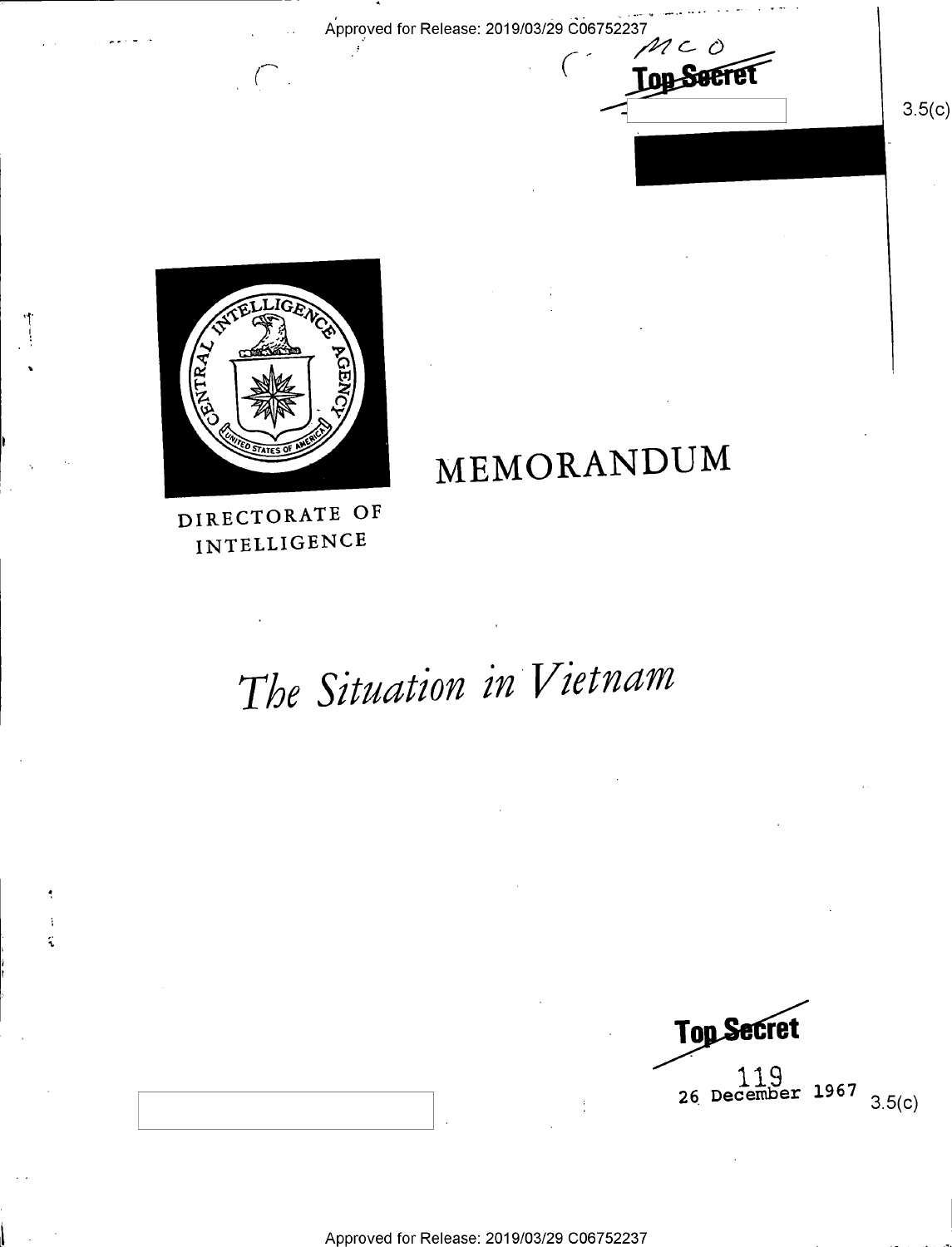Approved for Release: 2019/03/29 C06752237

MCO

Top Secret

3.5(c)

DIRECTORATE OF INTELLIGENCE

# MEMORANDUM

# *The Situation in Vietnam*

Top Secret

119

26 December 1967

3.5(c)

Approved for Release: 2019/03/29 C06752237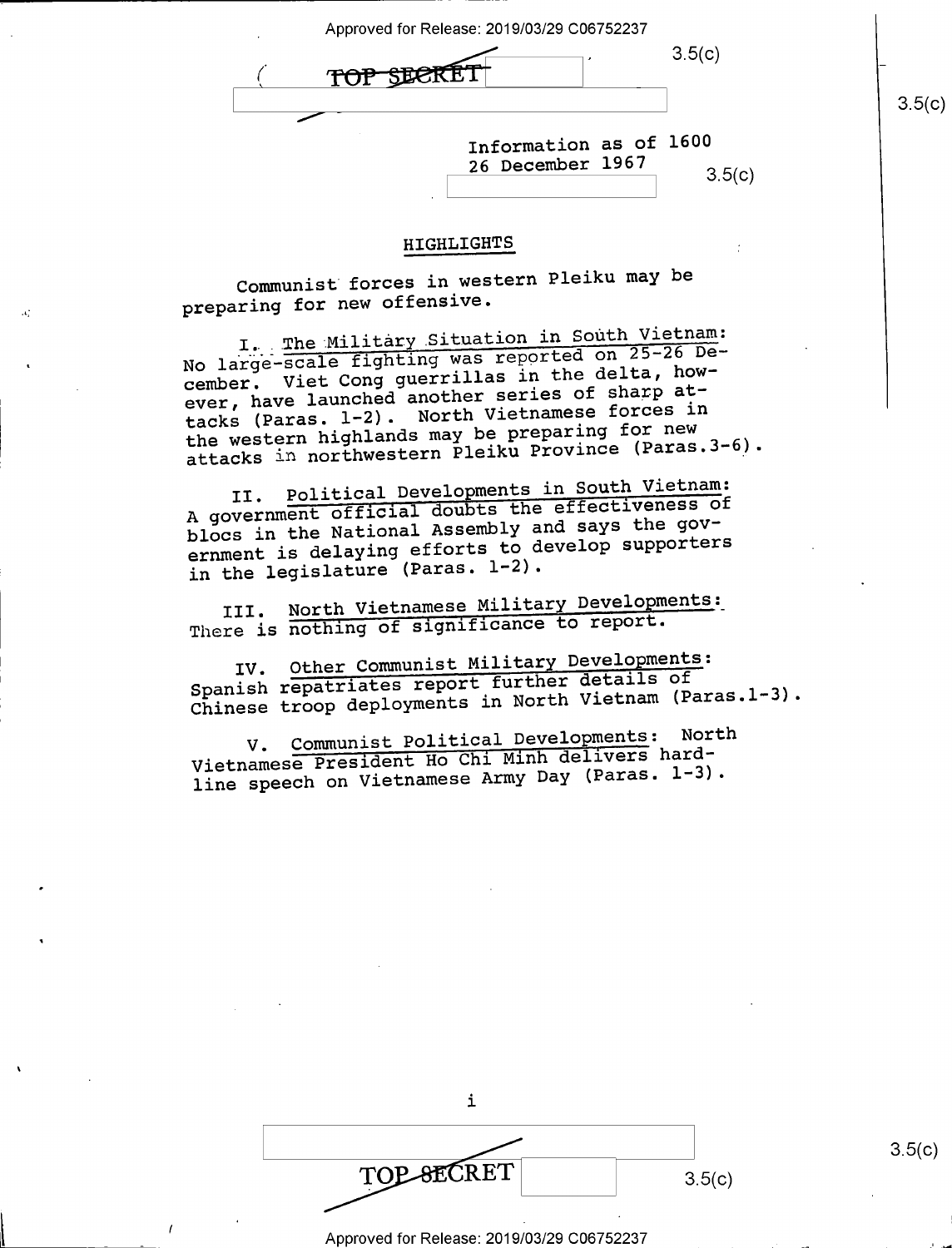Information as of 1600
26 December 1967

## HIGHLIGHTS

Communist forces in western Pleiku may be preparing for new offensive.

I. The Military Situation in South Vietnam: No large-scale fighting was reported on 25-26 December. Viet Cong guerrillas in the delta, however, have launched another series of sharp attacks (Paras. 1-2). North Vietnamese forces in the western highlands may be preparing for new attacks in northwestern Pleiku Province (Paras.3-6).

II. Political Developments in South Vietnam: A government official doubts the effectiveness of blocs in the National Assembly and says the government is delaying efforts to develop supporters in the legislature (Paras. 1-2).

III. North Vietnamese Military Developments: There is nothing of significance to report.

IV. Other Communist Military Developments: Spanish repatriates report further details of Chinese troop deployments in North Vietnam (Paras.1-3).

V. Communist Political Developments: North Vietnamese President Ho Chi Minh delivers hard-line speech on Vietnamese Army Day (Paras. 1-3).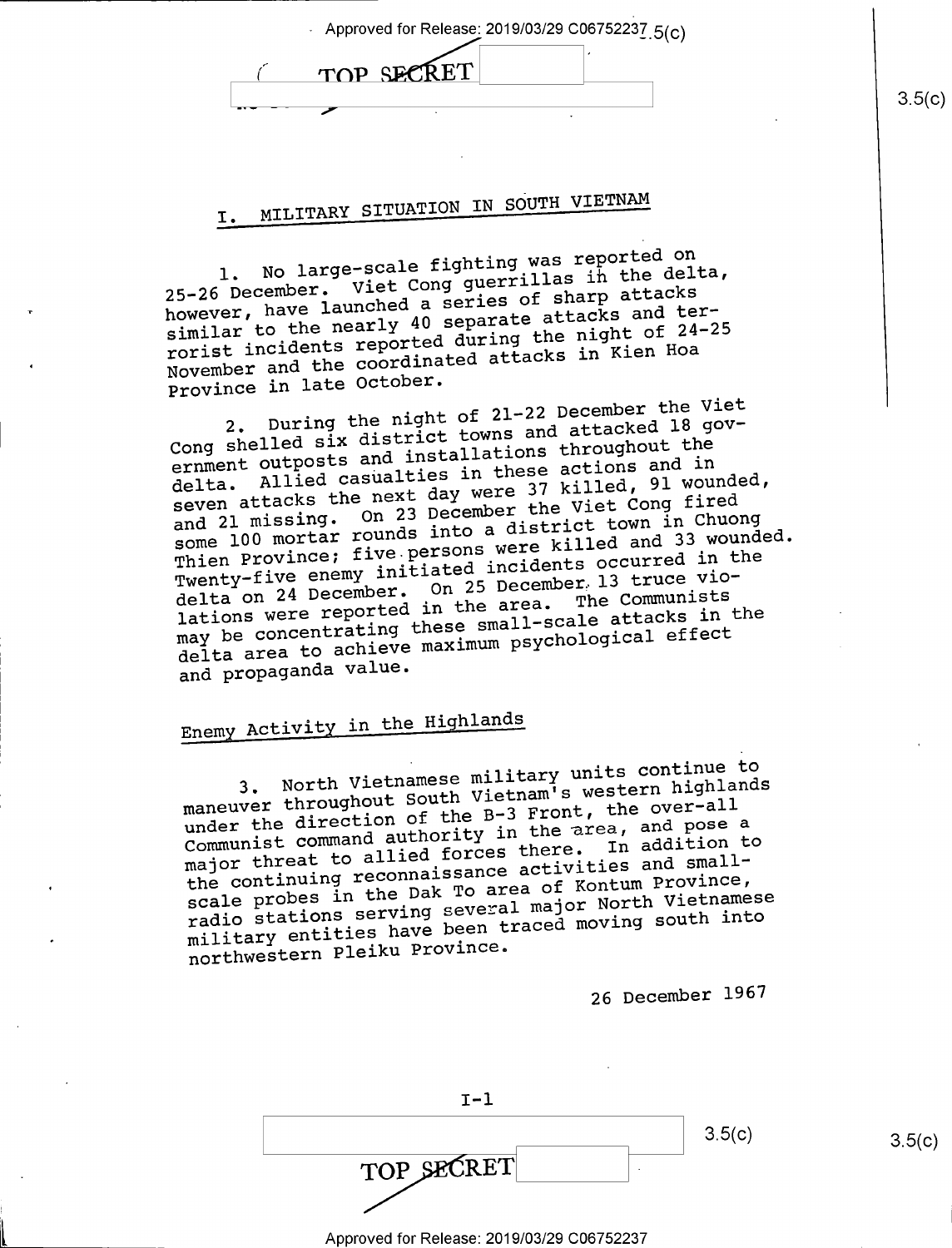## I. MILITARY SITUATION IN SOUTH VIETNAM

1. No large-scale fighting was reported on 25-26 December. Viet Cong guerrillas in the delta, however, have launched a series of sharp attacks similar to the nearly 40 separate attacks and terrorist incidents reported during the night of 24-25 November and the coordinated attacks in Kien Hoa Province in late October.

2. During the night of 21-22 December the Viet Cong shelled six district towns and attacked 18 government outposts and installations throughout the delta. Allied casualties in these actions and in seven attacks the next day were 37 killed, 91 wounded, and 21 missing. On 23 December the Viet Cong fired some 100 mortar rounds into a district town in Chuong Thien Province; five persons were killed and 33 wounded. Twenty-five enemy initiated incidents occurred in the delta on 24 December. On 25 December, 13 truce violations were reported in the area. The Communists may be concentrating these small-scale attacks in the delta area to achieve maximum psychological effect and propaganda value.

### Enemy Activity in the Highlands

3. North Vietnamese military units continue to maneuver throughout South Vietnam's western highlands under the direction of the B-3 Front, the over-all Communist command authority in the area, and pose a major threat to allied forces there. In addition to the continuing reconnaissance activities and small-scale probes in the Dak To area of Kontum Province, radio stations serving several major North Vietnamese military entities have been traced moving south into northwestern Pleiku Province.

26 December 1967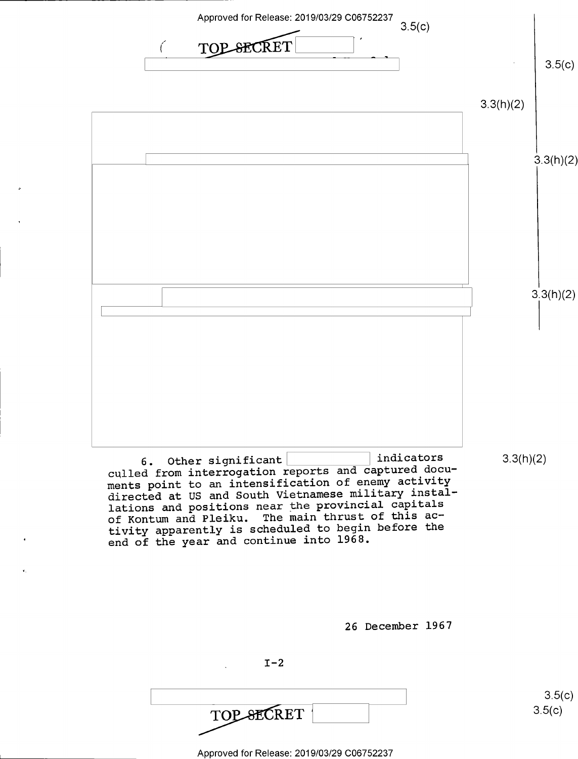6. Other significant [redacted] indicators culled from interrogation reports and captured documents point to an intensification of enemy activity directed at US and South Vietnamese military installations and positions near the provincial capitals of Kontum and Pleiku. The main thrust of this activity apparently is scheduled to begin before the end of the year and continue into 1968.

26 December 1967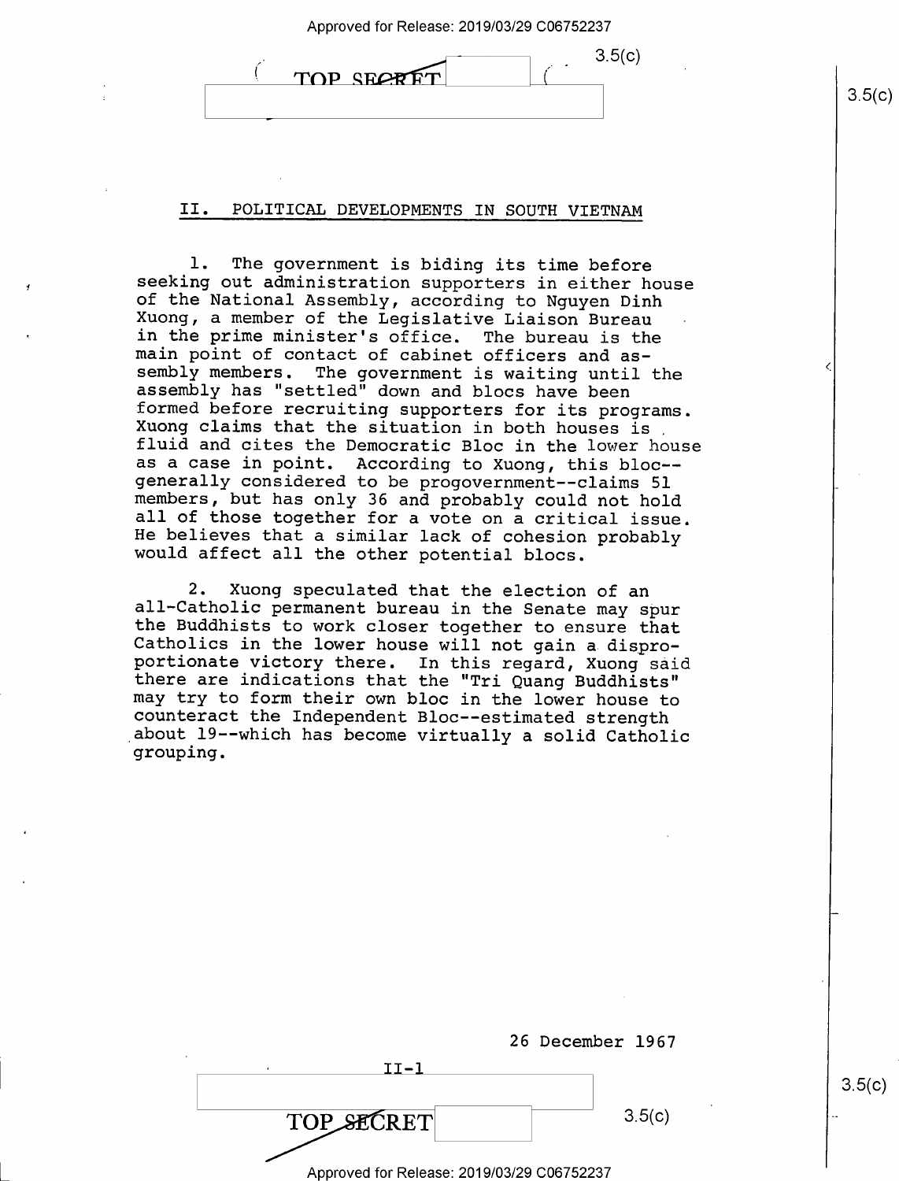## II. POLITICAL DEVELOPMENTS IN SOUTH VIETNAM

1. The government is biding its time before seeking out administration supporters in either house of the National Assembly, according to Nguyen Dinh Xuong, a member of the Legislative Liaison Bureau in the prime minister's office. The bureau is the main point of contact of cabinet officers and assembly members. The government is waiting until the assembly has "settled" down and blocs have been formed before recruiting supporters for its programs. Xuong claims that the situation in both houses is fluid and cites the Democratic Bloc in the lower house as a case in point. According to Xuong, this bloc--generally considered to be progovernment--claims 51 members, but has only 36 and probably could not hold all of those together for a vote on a critical issue. He believes that a similar lack of cohesion probably would affect all the other potential blocs.

2. Xuong speculated that the election of an all-Catholic permanent bureau in the Senate may spur the Buddhists to work closer together to ensure that Catholics in the lower house will not gain a disproportionate victory there. In this regard, Xuong said there are indications that the "Tri Quang Buddhists" may try to form their own bloc in the lower house to counteract the Independent Bloc--estimated strength about 19--which has become virtually a solid Catholic grouping.

26 December 1967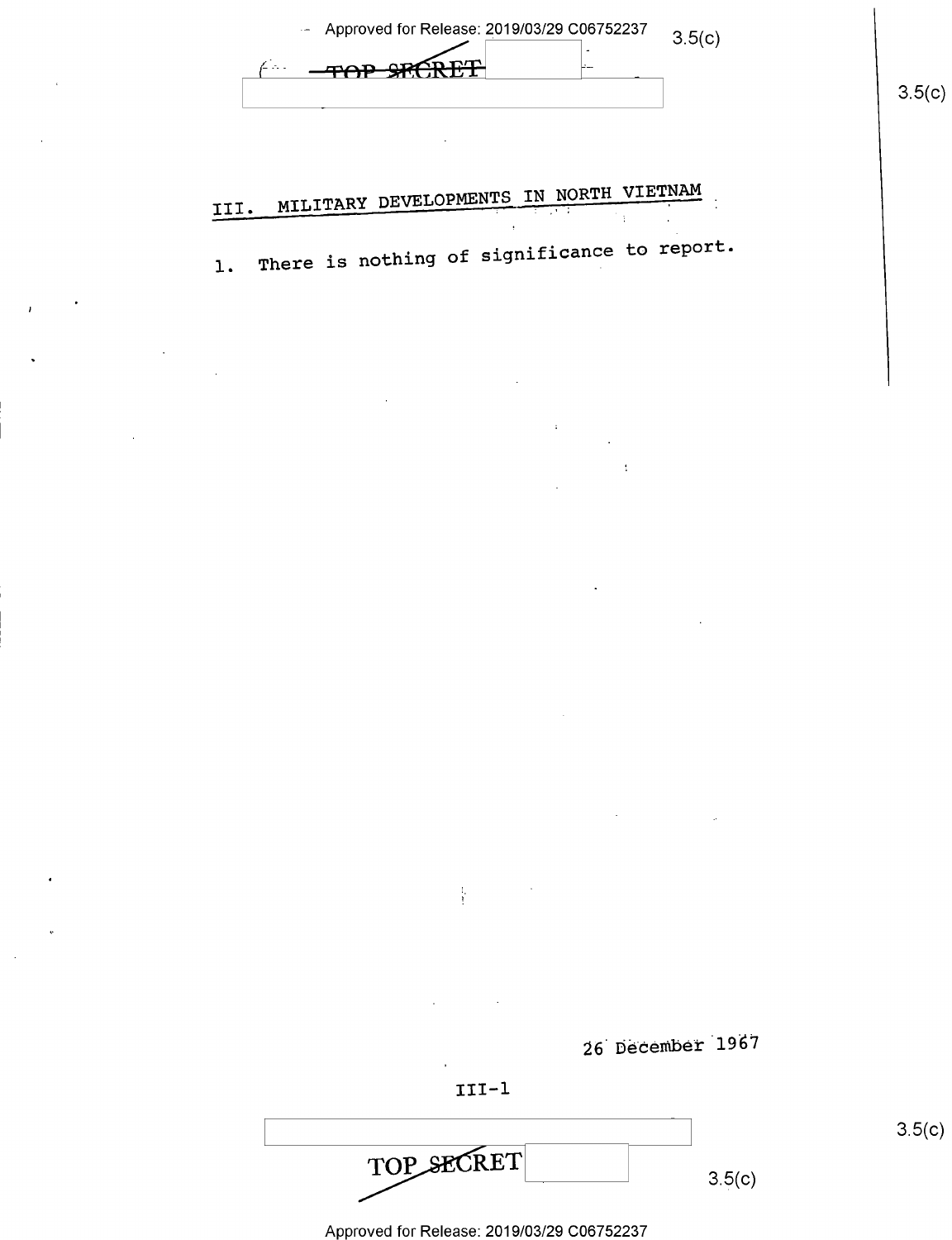## III. MILITARY DEVELOPMENTS IN NORTH VIETNAM

1. There is nothing of significance to report.

26 December 1967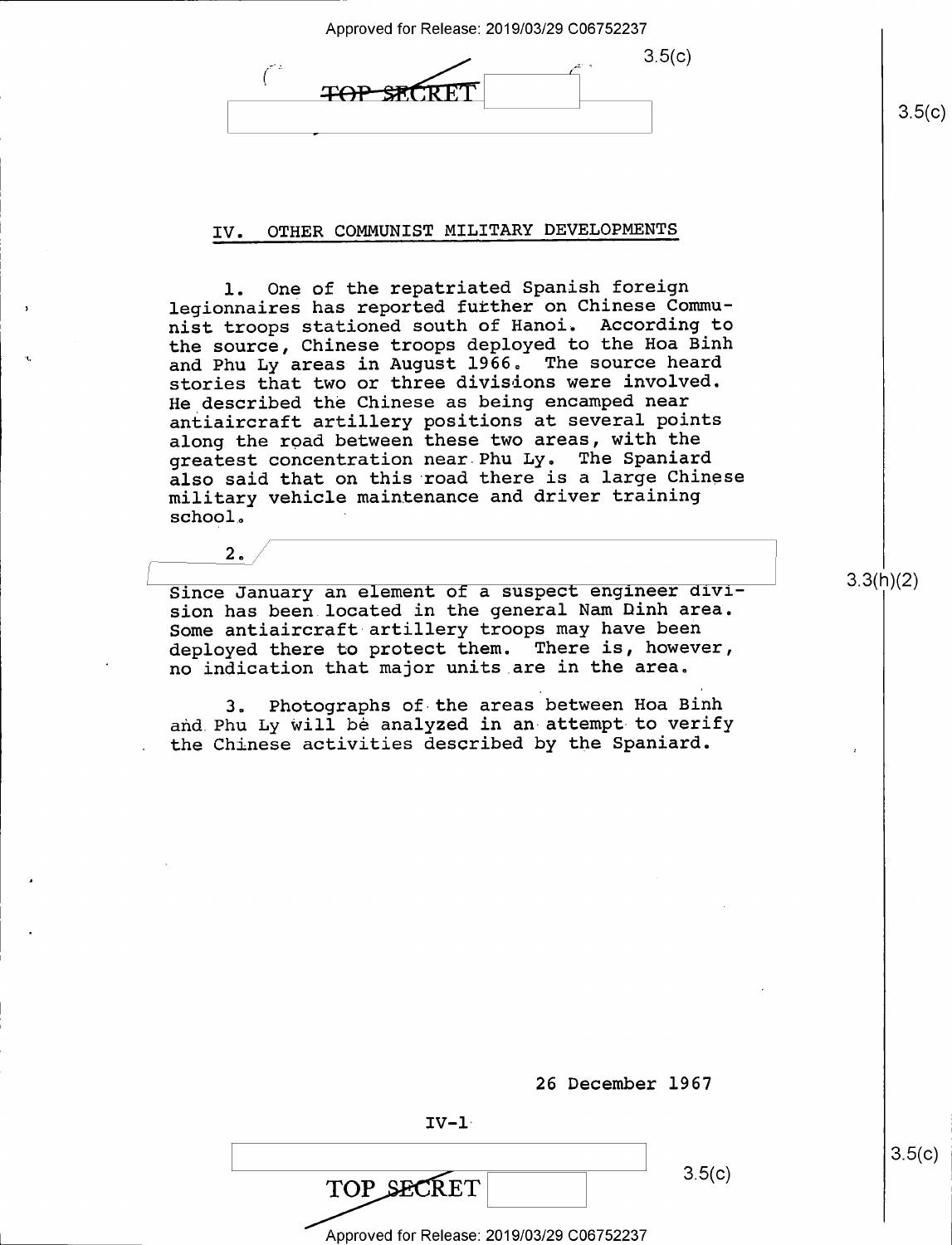## IV. OTHER COMMUNIST MILITARY DEVELOPMENTS

1. One of the repatriated Spanish foreign legionnaires has reported further on Chinese Communist troops stationed south of Hanoi. According to the source, Chinese troops deployed to the Hoa Binh and Phu Ly areas in August 1966. The source heard stories that two or three divisions were involved. He described the Chinese as being encamped near antiaircraft artillery positions at several points along the road between these two areas, with the greatest concentration near Phu Ly. The Spaniard also said that on this road there is a large Chinese military vehicle maintenance and driver training school.

2. Since January an element of a suspect engineer division has been located in the general Nam Dinh area. Some antiaircraft artillery troops may have been deployed there to protect them. There is, however, no indication that major units are in the area.

3. Photographs of the areas between Hoa Binh and Phu Ly will be analyzed in an attempt to verify the Chinese activities described by the Spaniard.

26 December 1967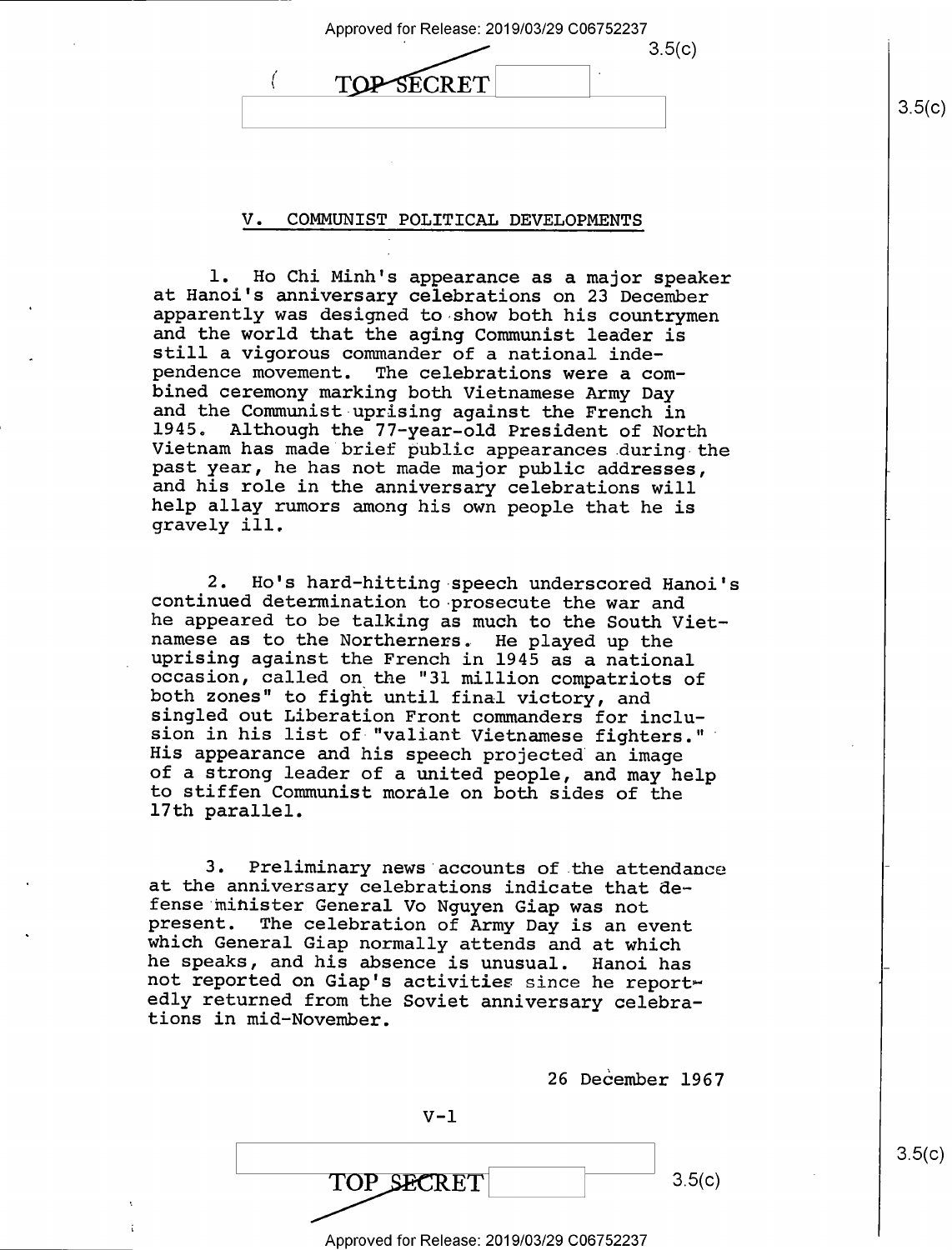## V. COMMUNIST POLITICAL DEVELOPMENTS

1. Ho Chi Minh's appearance as a major speaker at Hanoi's anniversary celebrations on 23 December apparently was designed to show both his countrymen and the world that the aging Communist leader is still a vigorous commander of a national independence movement. The celebrations were a combined ceremony marking both Vietnamese Army Day and the Communist uprising against the French in 1945. Although the 77-year-old President of North Vietnam has made brief public appearances during the past year, he has not made major public addresses, and his role in the anniversary celebrations will help allay rumors among his own people that he is gravely ill.

2. Ho's hard-hitting speech underscored Hanoi's continued determination to prosecute the war and he appeared to be talking as much to the South Vietnamese as to the Northerners. He played up the uprising against the French in 1945 as a national occasion, called on the "31 million compatriots of both zones" to fight until final victory, and singled out Liberation Front commanders for inclusion in his list of "valiant Vietnamese fighters." His appearance and his speech projected an image of a strong leader of a united people, and may help to stiffen Communist morale on both sides of the 17th parallel.

3. Preliminary news accounts of the attendance at the anniversary celebrations indicate that defense minister General Vo Nguyen Giap was not present. The celebration of Army Day is an event which General Giap normally attends and at which he speaks, and his absence is unusual. Hanoi has not reported on Giap's activities since he reportedly returned from the Soviet anniversary celebrations in mid-November.

26 December 1967

V-1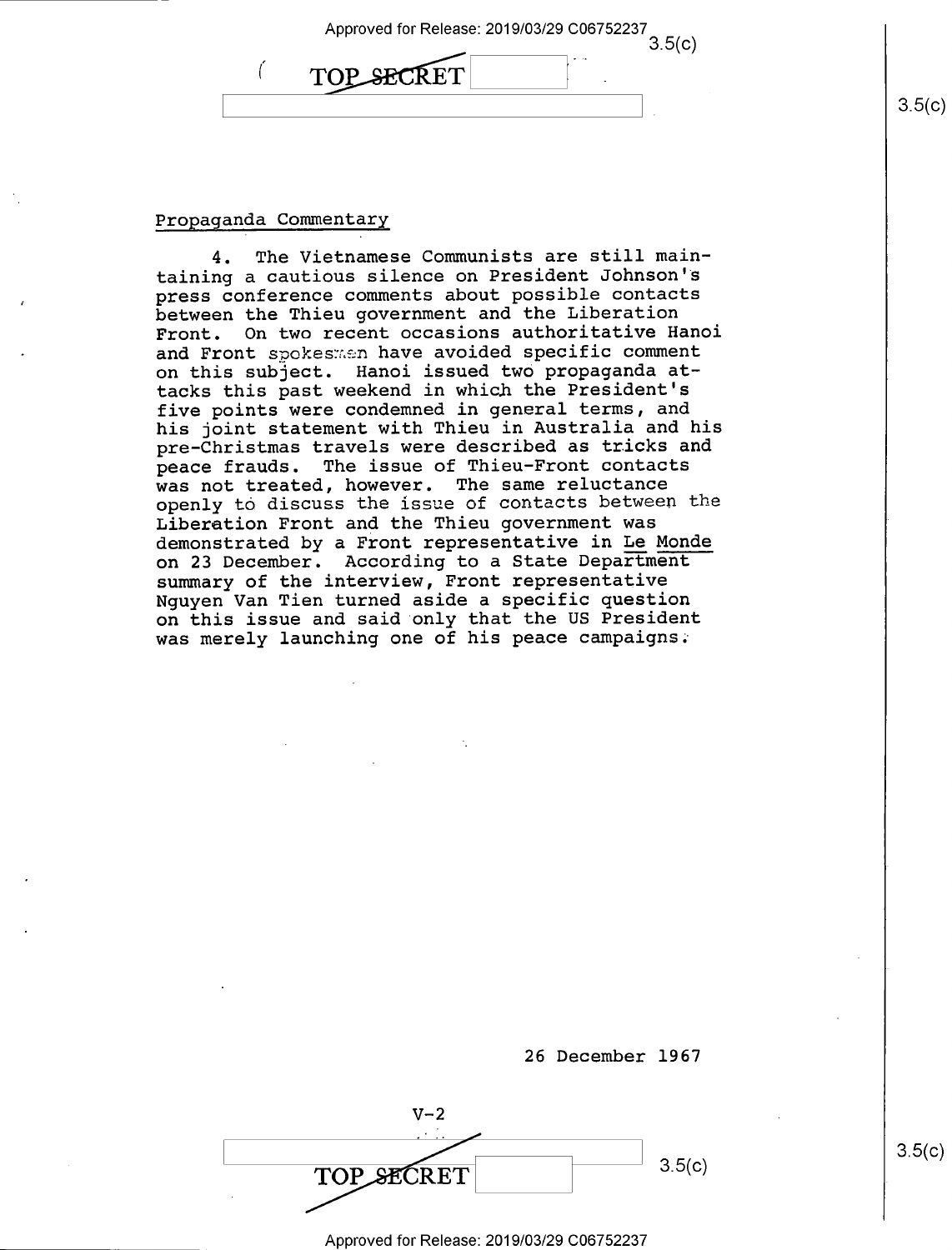## Propaganda Commentary

4. The Vietnamese Communists are still maintaining a cautious silence on President Johnson's press conference comments about possible contacts between the Thieu government and the Liberation Front. On two recent occasions authoritative Hanoi and Front spokesmen have avoided specific comment on this subject. Hanoi issued two propaganda attacks this past weekend in which the President's five points were condemned in general terms, and his joint statement with Thieu in Australia and his pre-Christmas travels were described as tricks and peace frauds. The issue of Thieu-Front contacts was not treated, however. The same reluctance openly to discuss the issue of contacts between the Liberation Front and the Thieu government was demonstrated by a Front representative in Le Monde on 23 December. According to a State Department summary of the interview, Front representative Nguyen Van Tien turned aside a specific question on this issue and said only that the US President was merely launching one of his peace campaigns.

26 December 1967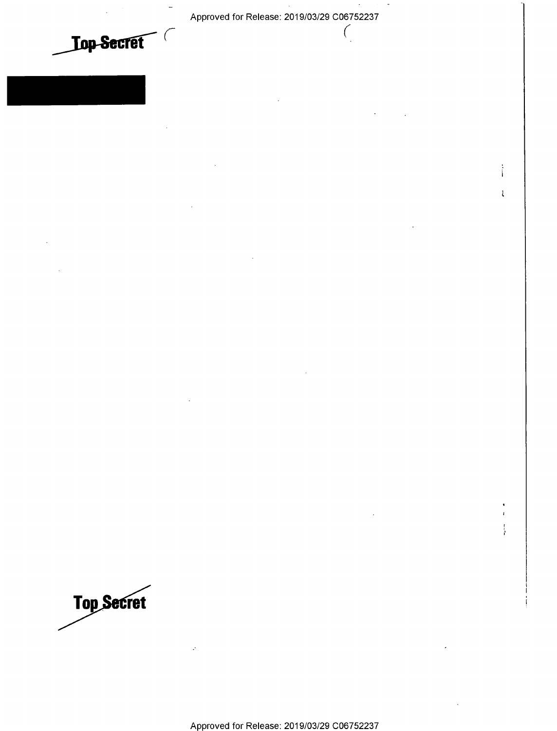~~Top Secret~~

~~Top Secret~~